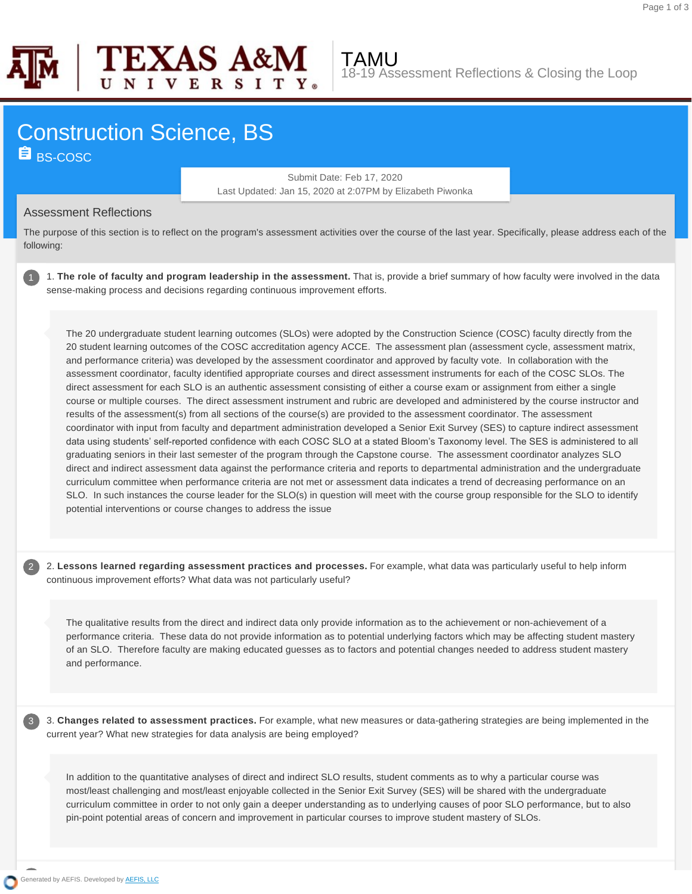# TAMU

18-19 Assessment Reflections & Closing the Loop

# Construction Science, BS

BS-COSC

Submit Date: Feb 17, 2020

Last Updated: Jan 15, 2020 at 2:07PM by Elizabeth Piwonka

## Assessment Reflections

The purpose of this section is to reflect on the program's assessment activities over the course of the last year. Specifically, please address each of the following:

1. **The role of faculty and program leadership in the assessment.** That is, provide a brief summary of how faculty were involved in the data sense-making process and decisions regarding continuous improvement efforts.

> The 20 undergraduate student learning outcomes (SLOs) were adopted by the Construction Science (COSC) faculty directly from the 20 student learning outcomes of the COSC accreditation agency ACCE. The assessment plan (assessment cycle, assessment matrix, and performance criteria) was developed by the assessment coordinator and approved by faculty vote. In collaboration with the assessment coordinator, faculty identified appropriate courses and direct assessment instruments for each of the COSC SLOs. The direct assessment for each SLO is an authentic assessment consisting of either a course exam or assignment from either a single course or multiple courses. The direct assessment instrument and rubric are developed and administered by the course instructor and results of the assessment(s) from all sections of the course(s) are provided to the assessment coordinator. The assessment coordinator with input from faculty and department administration developed a Senior Exit Survey (SES) to capture indirect assessment data using students' self-reported confidence with each COSC SLO at a stated Bloom's Taxonomy level. The SES is administered to all graduating seniors in their last semester of the program through the Capstone course. The assessment coordinator analyzes SLO direct and indirect assessment data against the performance criteria and reports to departmental administration and the undergraduate curriculum committee when performance criteria are not met or assessment data indicates a trend of decreasing performance on an SLO. In such instances the course leader for the SLO(s) in question will meet with the course group responsible for the SLO to identify potential interventions or course changes to address the issue

2. **Lessons learned regarding assessment practices and processes.** For example, what data was particularly useful to help inform continuous improvement efforts? What data was not particularly useful?

> The qualitative results from the direct and indirect data only provide information as to the achievement or non-achievement of a performance criteria. These data do not provide information as to potential underlying factors which may be affecting student mastery of an SLO. Therefore faculty are making educated guesses as to factors and potential changes needed to address student mastery and performance.

3. **Changes related to assessment practices.** For example, what new measures or data-gathering strategies are being implemented in the current year? What new strategies for data analysis are being employed?

> In addition to the quantitative analyses of direct and indirect SLO results, student comments as to why a particular course was most/least challenging and most/least enjoyable collected in the Senior Exit Survey (SES) will be shared with the undergraduate curriculum committee in order to not only gain a deeper understanding as to underlying causes of poor SLO performance, but to also pin-point potential areas of concern and improvement in particular courses to improve student mastery of SLOs.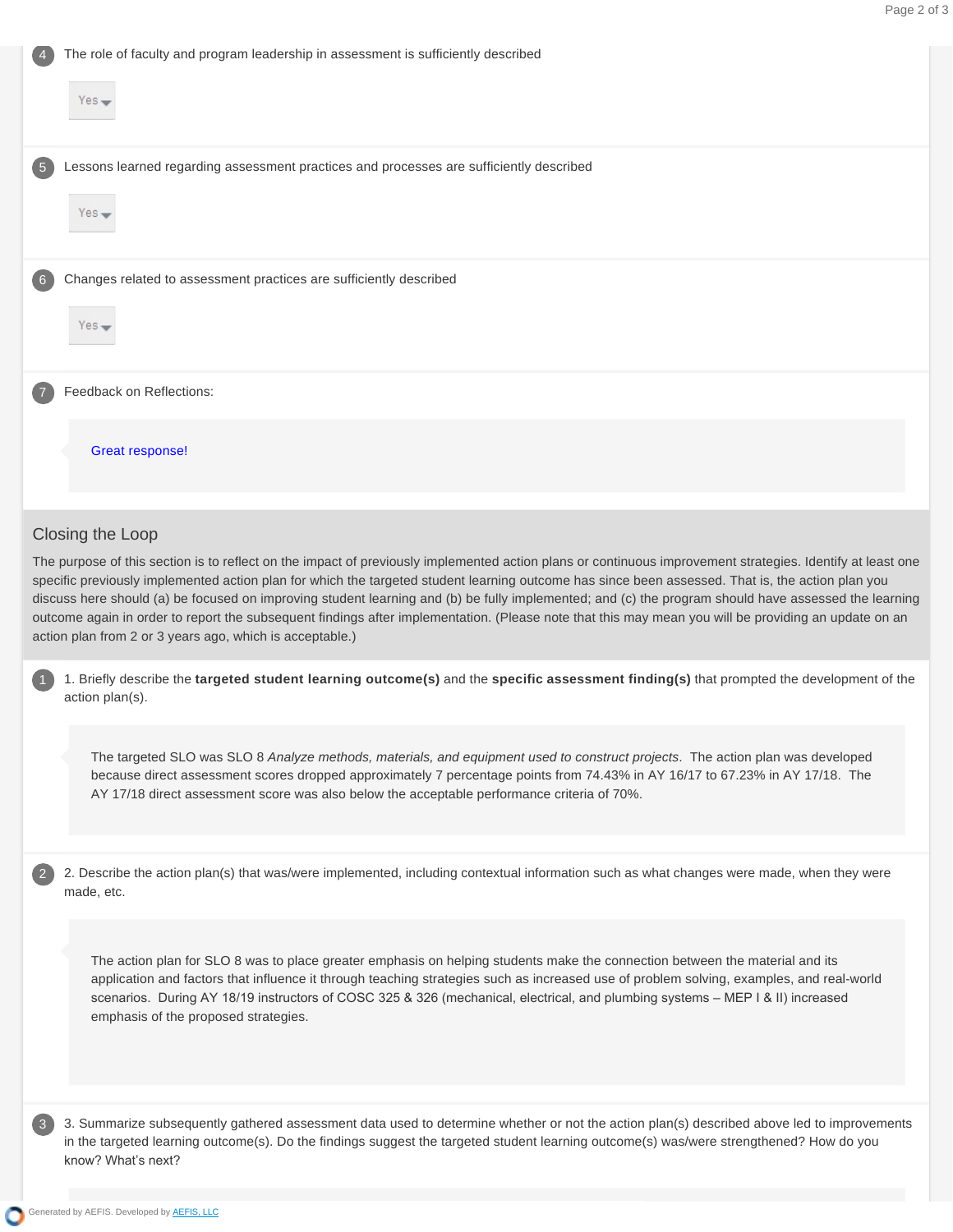4 The role of faculty and program leadership in assessment is sufficiently described

Yes

5 Lessons learned regarding assessment practices and processes are sufficiently described

Yes

6 Changes related to assessment practices are sufficiently described

Yes

7 Feedback on Reflections:

Great response!

## Closing the Loop

The purpose of this section is to reflect on the impact of previously implemented action plans or continuous improvement strategies. Identify at least one specific previously implemented action plan for which the targeted student learning outcome has since been assessed. That is, the action plan you discuss here should (a) be focused on improving student learning and (b) be fully implemented; and (c) the program should have assessed the learning outcome again in order to report the subsequent findings after implementation. (Please note that this may mean you will be providing an update on an action plan from 2 or 3 years ago, which is acceptable.)

1. Briefly describe the **targeted student learning outcome(s)** and the **specific assessment finding(s)** that prompted the development of the action plan(s).

The targeted SLO was SLO 8 *Analyze methods, materials, and equipment used to construct projects*. The action plan was developed because direct assessment scores dropped approximately 7 percentage points from 74.43% in AY 16/17 to 67.23% in AY 17/18. The AY 17/18 direct assessment score was also below the acceptable performance criteria of 70%.

2. Describe the action plan(s) that was/were implemented, including contextual information such as what changes were made, when they were made, etc.

The action plan for SLO 8 was to place greater emphasis on helping students make the connection between the material and its application and factors that influence it through teaching strategies such as increased use of problem solving, examples, and real-world scenarios. During AY 18/19 instructors of COSC 325 & 326 (mechanical, electrical, and plumbing systems – MEP I & II) increased emphasis of the proposed strategies.

3. Summarize subsequently gathered assessment data used to determine whether or not the action plan(s) described above led to improvements in the targeted learning outcome(s). Do the findings suggest the targeted student learning outcome(s) was/were strengthened? How do you know? What's next?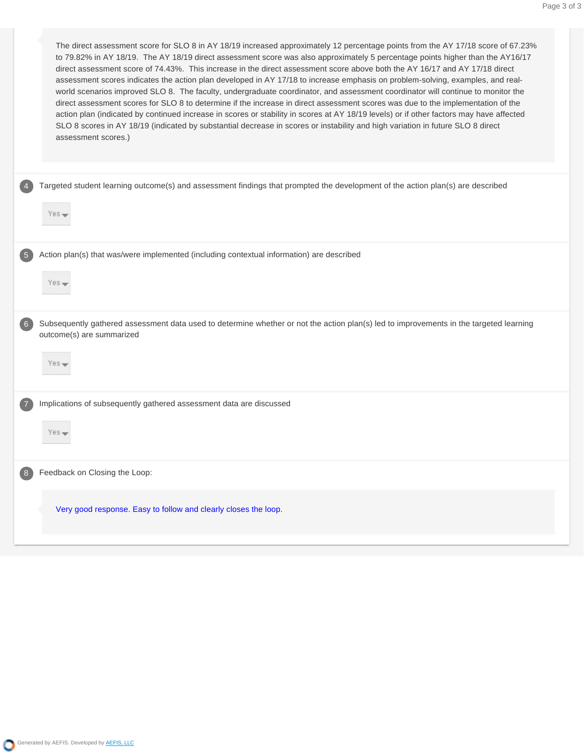The direct assessment score for SLO 8 in AY 18/19 increased approximately 12 percentage points from the AY 17/18 score of 67.23% to 79.82% in AY 18/19. The AY 18/19 direct assessment score was also approximately 5 percentage points higher than the AY16/17 direct assessment score of 74.43%. This increase in the direct assessment score above both the AY 16/17 and AY 17/18 direct assessment scores indicates the action plan developed in AY 17/18 to increase emphasis on problem-solving, examples, and real-world scenarios improved SLO 8. The faculty, undergraduate coordinator, and assessment coordinator will continue to monitor the direct assessment scores for SLO 8 to determine if the increase in direct assessment scores was due to the implementation of the action plan (indicated by continued increase in scores or stability in scores at AY 18/19 levels) or if other factors may have affected SLO 8 scores in AY 18/19 (indicated by substantial decrease in scores or instability and high variation in future SLO 8 direct assessment scores.)

4. Targeted student learning outcome(s) and assessment findings that prompted the development of the action plan(s) are described

   Yes

5. Action plan(s) that was/were implemented (including contextual information) are described

   Yes

6. Subsequently gathered assessment data used to determine whether or not the action plan(s) led to improvements in the targeted learning outcome(s) are summarized

   Yes

7. Implications of subsequently gathered assessment data are discussed

   Yes

8. Feedback on Closing the Loop:

   Very good response. Easy to follow and clearly closes the loop.

Generated by AEFIS. Developed by AEFIS, LLC